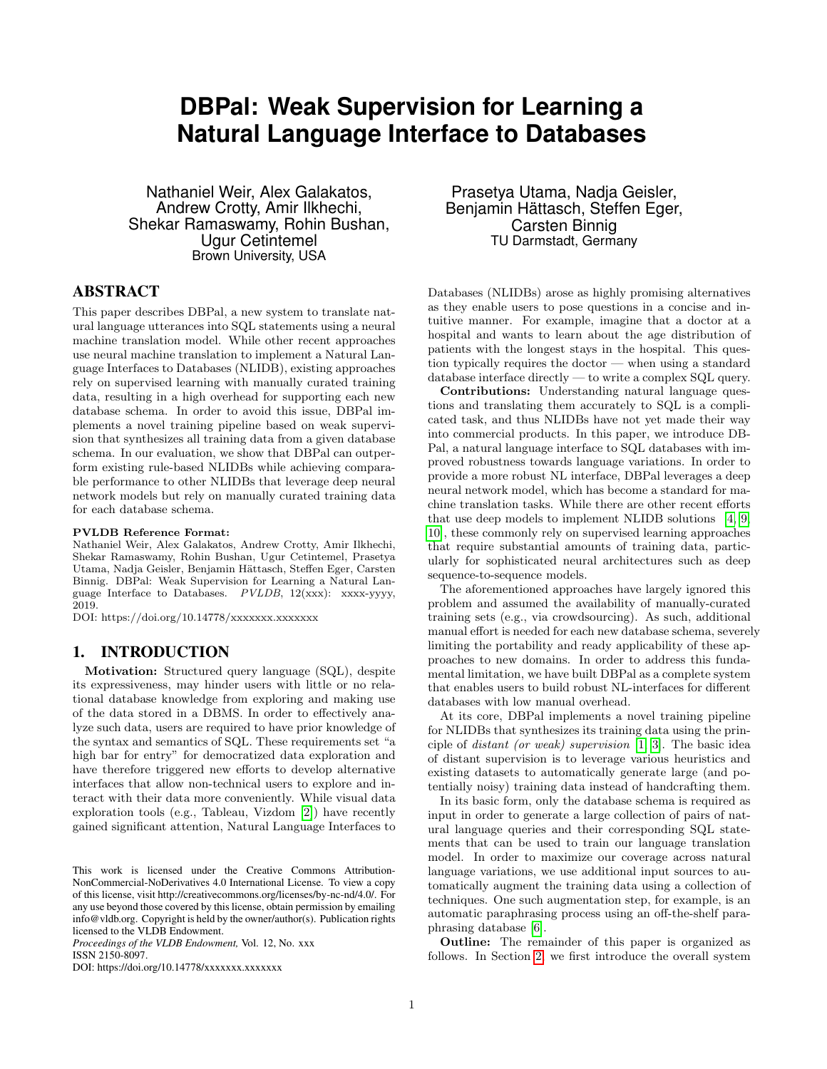# DBPal: Weak Supervision for Learning a Natural Language Interface to Databases

Nathaniel Weir, Alex Galakatos, Andrew Crotty, Amir Ilkhechi, Shekar Ramaswamy, Rohin Bushan, Ugur Cetintemel
Brown University, USA

Prasetya Utama, Nadja Geisler, Benjamin Hättasch, Steffen Eger, Carsten Binnig
TU Darmstadt, Germany

## ABSTRACT

This paper describes DBPal, a new system to translate natural language utterances into SQL statements using a neural machine translation model. While other recent approaches use neural machine translation to implement a Natural Language Interfaces to Databases (NLIDB), existing approaches rely on supervised learning with manually curated training data, resulting in a high overhead for supporting each new database schema. In order to avoid this issue, DBPal implements a novel training pipeline based on weak supervision that synthesizes all training data from a given database schema. In our evaluation, we show that DBPal can outperform existing rule-based NLIDBs while achieving comparable performance to other NLIDBs that leverage deep neural network models but rely on manually curated training data for each database schema.

**PVLDB Reference Format:**
Nathaniel Weir, Alex Galakatos, Andrew Crotty, Amir Ilkhechi, Shekar Ramaswamy, Rohin Bushan, Ugur Cetintemel, Prasetya Utama, Nadja Geisler, Benjamin Hättasch, Steffen Eger, Carsten Binnig. DBPal: Weak Supervision for Learning a Natural Language Interface to Databases. *PVLDB*, 12(xxx): xxxx-yyyy, 2019.
DOI: https://doi.org/10.14778/xxxxxxx.xxxxxxx

## 1. INTRODUCTION

**Motivation:** Structured query language (SQL), despite its expressiveness, may hinder users with little or no relational database knowledge from exploring and making use of the data stored in a DBMS. In order to effectively analyze such data, users are required to have prior knowledge of the syntax and semantics of SQL. These requirements set "a high bar for entry" for democratized data exploration and have therefore triggered new efforts to develop alternative interfaces that allow non-technical users to explore and interact with their data more conveniently. While visual data exploration tools (e.g., Tableau, Vizdom [2]) have recently gained significant attention, Natural Language Interfaces to Databases (NLIDBs) arose as highly promising alternatives as they enable users to pose questions in a concise and intuitive manner. For example, imagine that a doctor at a hospital and wants to learn about the age distribution of patients with the longest stays in the hospital. This question typically requires the doctor — when using a standard database interface directly — to write a complex SQL query.

**Contributions:** Understanding natural language questions and translating them accurately to SQL is a complicated task, and thus NLIDBs have not yet made their way into commercial products. In this paper, we introduce DBPal, a natural language interface to SQL databases with improved robustness towards language variations. In order to provide a more robust NL interface, DBPal leverages a deep neural network model, which has become a standard for machine translation tasks. While there are other recent efforts that use deep models to implement NLIDB solutions [4, 9, 10], these commonly rely on supervised learning approaches that require substantial amounts of training data, particularly for sophisticated neural architectures such as deep sequence-to-sequence models.

The aforementioned approaches have largely ignored this problem and assumed the availability of manually-curated training sets (e.g., via crowdsourcing). As such, additional manual effort is needed for each new database schema, severely limiting the portability and ready applicability of these approaches to new domains. In order to address this fundamental limitation, we have built DBPal as a complete system that enables users to build robust NL-interfaces for different databases with low manual overhead.

At its core, DBPal implements a novel training pipeline for NLIDBs that synthesizes its training data using the principle of *distant (or weak) supervision* [1, 3]. The basic idea of distant supervision is to leverage various heuristics and existing datasets to automatically generate large (and potentially noisy) training data instead of handcrafting them.

In its basic form, only the database schema is required as input in order to generate a large collection of pairs of natural language queries and their corresponding SQL statements that can be used to train our language translation model. In order to maximize our coverage across natural language variations, we use additional input sources to automatically augment the training data using a collection of techniques. One such augmentation step, for example, is an automatic paraphrasing process using an off-the-shelf paraphrasing database [6].

**Outline:** The remainder of this paper is organized as follows. In Section 2, we first introduce the overall system

This work is licensed under the Creative Commons Attribution-NonCommercial-NoDerivatives 4.0 International License. To view a copy of this license, visit http://creativecommons.org/licenses/by-nc-nd/4.0/. For any use beyond those covered by this license, obtain permission by emailing info@vldb.org. Copyright is held by the owner/author(s). Publication rights licensed to the VLDB Endowment.
*Proceedings of the VLDB Endowment,* Vol. 12, No. xxx
ISSN 2150-8097.
DOI: https://doi.org/10.14778/xxxxxxx.xxxxxxx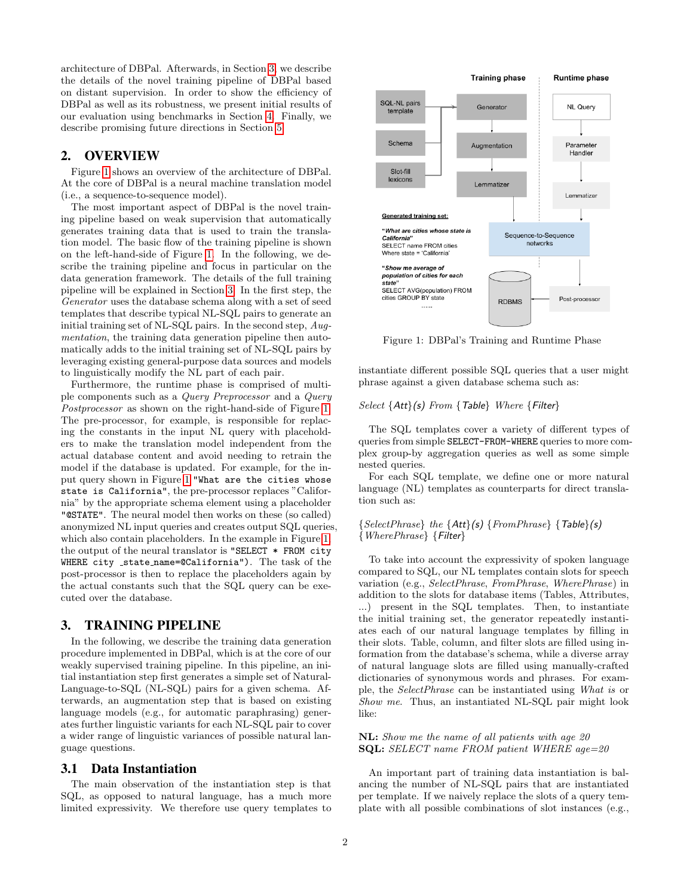architecture of DBPal. Afterwards, in Section 3, we describe the details of the novel training pipeline of DBPal based on distant supervision. In order to show the efficiency of DBPal as well as its robustness, we present initial results of our evaluation using benchmarks in Section 4. Finally, we describe promising future directions in Section 5.

## 2. OVERVIEW

Figure 1 shows an overview of the architecture of DBPal. At the core of DBPal is a neural machine translation model (i.e., a sequence-to-sequence model).

The most important aspect of DBPal is the novel training pipeline based on weak supervision that automatically generates training data that is used to train the translation model. The basic flow of the training pipeline is shown on the left-hand-side of Figure 1. In the following, we describe the training pipeline and focus in particular on the data generation framework. The details of the full training pipeline will be explained in Section 3. In the first step, the *Generator* uses the database schema along with a set of seed templates that describe typical NL-SQL pairs to generate an initial training set of NL-SQL pairs. In the second step, *Augmentation*, the training data generation pipeline then automatically adds to the initial training set of NL-SQL pairs by leveraging existing general-purpose data sources and models to linguistically modify the NL part of each pair.

Furthermore, the runtime phase is comprised of multiple components such as a *Query Preprocessor* and a *Query Postprocessor* as shown on the right-hand-side of Figure 1. The pre-processor, for example, is responsible for replacing the constants in the input NL query with placeholders to make the translation model independent from the actual database content and avoid needing to retrain the model if the database is updated. For example, for the input query shown in Figure 1 `"What are the cities whose state is California"`, the pre-processor replaces "California" by the appropriate schema element using a placeholder `"@STATE"`. The neural model then works on these (so called) anonymized NL input queries and creates output SQL queries, which also contain placeholders. In the example in Figure 1, the output of the neural translator is `"SELECT * FROM city WHERE city_state_name=@California"`). The task of the post-processor is then to replace the placeholders again by the actual constants such that the SQL query can be executed over the database.

Training phase | Runtime phase

SQL-NL pairs template, Schema, Slot-fill lexicons → Generator → Augmentation → Lemmatizer

NL Query → Parameter Handler → Lemmatizer

Sequence-to-Sequence networks → Post-processor → RDBMS

Generated training set:

*"What are cities whose state is California"*
SELECT name FROM cities
Where state = 'California'

*"Show me average of population of cities for each state"*
SELECT AVG(population) FROM cities GROUP BY state
......

Figure 1: DBPal's Training and Runtime Phase

## 3. TRAINING PIPELINE

In the following, we describe the training data generation procedure implemented in DBPal, which is at the core of our weakly supervised training pipeline. In this pipeline, an initial instantiation step first generates a simple set of Natural-Language-to-SQL (NL-SQL) pairs for a given schema. Afterwards, an augmentation step that is based on existing language models (e.g., for automatic paraphrasing) generates further linguistic variants for each NL-SQL pair to cover a wider range of linguistic variances of possible natural language questions.

### 3.1 Data Instantiation

The main observation of the instantiation step is that SQL, as opposed to natural language, has a much more limited expressivity. We therefore use query templates to instantiate different possible SQL queries that a user might phrase against a given database schema such as:

*Select* {*Att*}*(s) From* {*Table*} *Where* {*Filter*}

The SQL templates cover a variety of different types of queries from simple `SELECT-FROM-WHERE` queries to more complex group-by aggregation queries as well as some simple nested queries.

For each SQL template, we define one or more natural language (NL) templates as counterparts for direct translation such as:

{*SelectPhrase*} *the* {*Att*}*(s)* {*FromPhrase*} {*Table*}*(s)* {*WherePhrase*} {*Filter*}

To take into account the expressivity of spoken language compared to SQL, our NL templates contain slots for speech variation (e.g., *SelectPhrase*, *FromPhrase*, *WherePhrase*) in addition to the slots for database items (Tables, Attributes, ...) present in the SQL templates. Then, to instantiate the initial training set, the generator repeatedly instantiates each of our natural language templates by filling in their slots. Table, column, and filter slots are filled using information from the database's schema, while a diverse array of natural language slots are filled using manually-crafted dictionaries of synonymous words and phrases. For example, the *SelectPhrase* can be instantiated using *What is* or *Show me*. Thus, an instantiated NL-SQL pair might look like:

**NL:** *Show me the name of all patients with age 20*
**SQL:** *SELECT name FROM patient WHERE age=20*

An important part of training data instantiation is balancing the number of NL-SQL pairs that are instantiated per template. If we naively replace the slots of a query template with all possible combinations of slot instances (e.g.,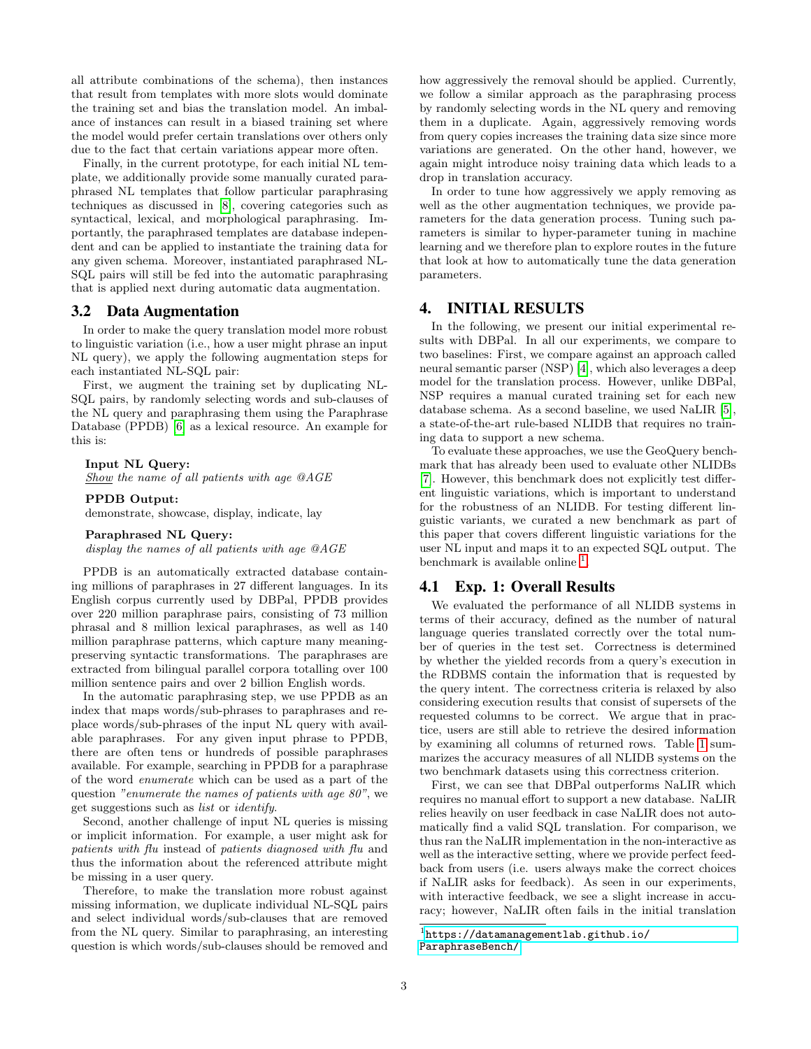all attribute combinations of the schema), then instances that result from templates with more slots would dominate the training set and bias the translation model. An imbalance of instances can result in a biased training set where the model would prefer certain translations over others only due to the fact that certain variations appear more often.

Finally, in the current prototype, for each initial NL template, we additionally provide some manually curated paraphrased NL templates that follow particular paraphrasing techniques as discussed in [8], covering categories such as syntactical, lexical, and morphological paraphrasing. Importantly, the paraphrased templates are database independent and can be applied to instantiate the training data for any given schema. Moreover, instantiated paraphrased NL-SQL pairs will still be fed into the automatic paraphrasing that is applied next during automatic data augmentation.

## 3.2 Data Augmentation

In order to make the query translation model more robust to linguistic variation (i.e., how a user might phrase an input NL query), we apply the following augmentation steps for each instantiated NL-SQL pair:

First, we augment the training set by duplicating NL-SQL pairs, by randomly selecting words and sub-clauses of the NL query and paraphrasing them using the Paraphrase Database (PPDB) [6] as a lexical resource. An example for this is:

**Input NL Query:**
*Show the name of all patients with age @AGE*

**PPDB Output:**
demonstrate, showcase, display, indicate, lay

**Paraphrased NL Query:**
*display the names of all patients with age @AGE*

PPDB is an automatically extracted database containing millions of paraphrases in 27 different languages. In its English corpus currently used by DBPal, PPDB provides over 220 million paraphrase pairs, consisting of 73 million phrasal and 8 million lexical paraphrases, as well as 140 million paraphrase patterns, which capture many meaning-preserving syntactic transformations. The paraphrases are extracted from bilingual parallel corpora totalling over 100 million sentence pairs and over 2 billion English words.

In the automatic paraphrasing step, we use PPDB as an index that maps words/sub-phrases to paraphrases and replace words/sub-phrases of the input NL query with available paraphrases. For any given input phrase to PPDB, there are often tens or hundreds of possible paraphrases available. For example, searching in PPDB for a paraphrase of the word *enumerate* which can be used as a part of the question *"enumerate the names of patients with age 80"*, we get suggestions such as *list* or *identify*.

Second, another challenge of input NL queries is missing or implicit information. For example, a user might ask for *patients with flu* instead of *patients diagnosed with flu* and thus the information about the referenced attribute might be missing in a user query.

Therefore, to make the translation more robust against missing information, we duplicate individual NL-SQL pairs and select individual words/sub-clauses that are removed from the NL query. Similar to paraphrasing, an interesting question is which words/sub-clauses should be removed and how aggressively the removal should be applied. Currently, we follow a similar approach as the paraphrasing process by randomly selecting words in the NL query and removing them in a duplicate. Again, aggressively removing words from query copies increases the training data size since more variations are generated. On the other hand, however, we again might introduce noisy training data which leads to a drop in translation accuracy.

In order to tune how aggressively we apply removing as well as the other augmentation techniques, we provide parameters for the data generation process. Tuning such parameters is similar to hyper-parameter tuning in machine learning and we therefore plan to explore routes in the future that look at how to automatically tune the data generation parameters.

# 4. INITIAL RESULTS

In the following, we present our initial experimental results with DBPal. In all our experiments, we compare to two baselines: First, we compare against an approach called neural semantic parser (NSP) [4], which also leverages a deep model for the translation process. However, unlike DBPal, NSP requires a manual curated training set for each new database schema. As a second baseline, we used NaLIR [5], a state-of-the-art rule-based NLIDB that requires no training data to support a new schema.

To evaluate these approaches, we use the GeoQuery benchmark that has already been used to evaluate other NLIDBs [7]. However, this benchmark does not explicitly test different linguistic variations, which is important to understand for the robustness of an NLIDB. For testing different linguistic variants, we curated a new benchmark as part of this paper that covers different linguistic variations for the user NL input and maps it to an expected SQL output. The benchmark is available online [1].

## 4.1 Exp. 1: Overall Results

We evaluated the performance of all NLIDB systems in terms of their accuracy, defined as the number of natural language queries translated correctly over the total number of queries in the test set. Correctness is determined by whether the yielded records from a query's execution in the RDBMS contain the information that is requested by the query intent. The correctness criteria is relaxed by also considering execution results that consist of supersets of the requested columns to be correct. We argue that in practice, users are still able to retrieve the desired information by examining all columns of returned rows. Table 1 summarizes the accuracy measures of all NLIDB systems on the two benchmark datasets using this correctness criterion.

First, we can see that DBPal outperforms NaLIR which requires no manual effort to support a new database. NaLIR relies heavily on user feedback in case NaLIR does not automatically find a valid SQL translation. For comparison, we thus ran the NaLIR implementation in the non-interactive as well as the interactive setting, where we provide perfect feedback from users (i.e. users always make the correct choices if NaLIR asks for feedback). As seen in our experiments, with interactive feedback, we see a slight increase in accuracy; however, NaLIR often fails in the initial translation

[1] https://datamanagementlab.github.io/ParaphraseBench/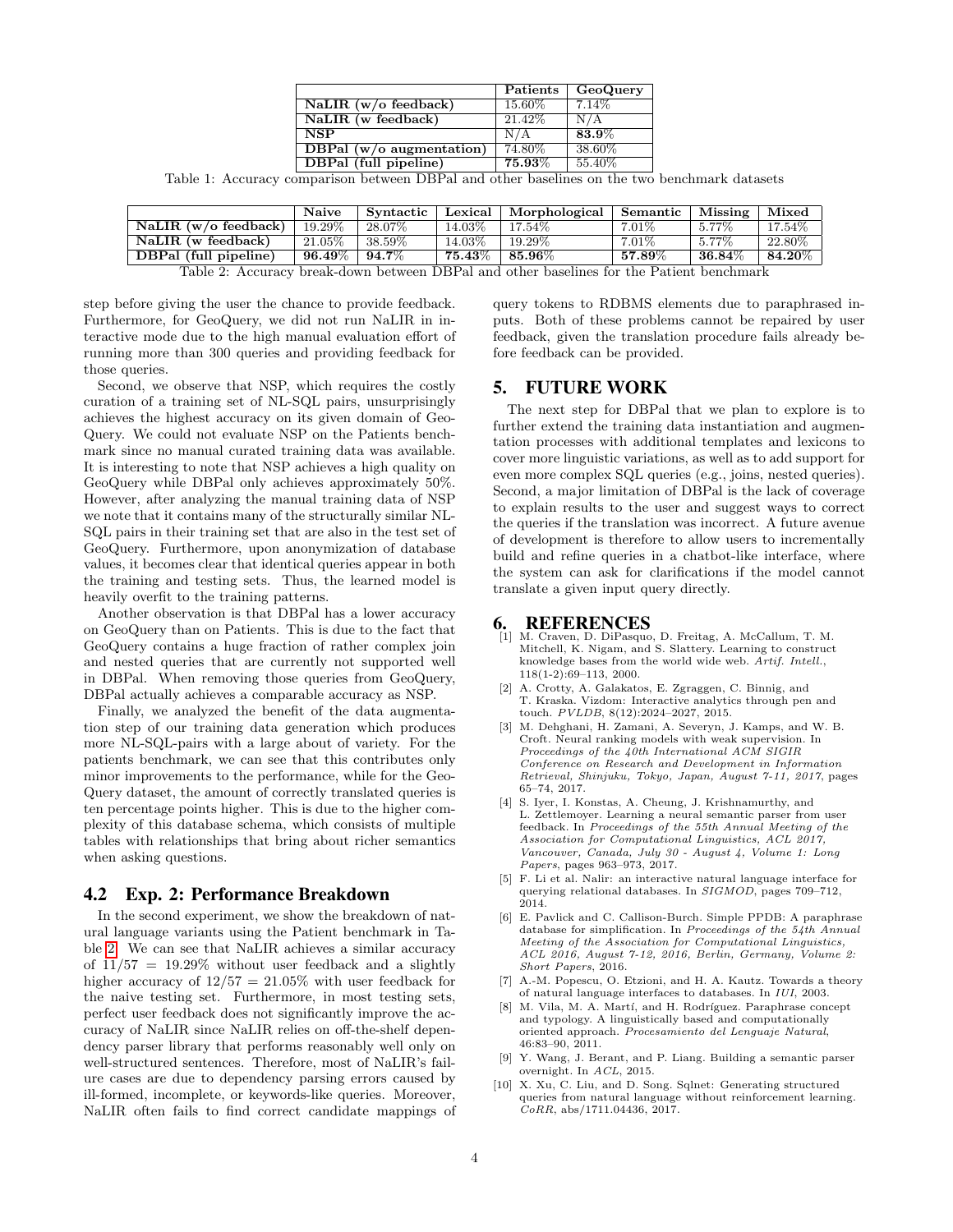| | Patients | GeoQuery |
|---|---|---|
| **NaLIR (w/o feedback)** | 15.60% | 7.14% |
| **NaLIR (w feedback)** | 21.42% | N/A |
| **NSP** | N/A | **83.9%** |
| **DBPal (w/o augmentation)** | 74.80% | 38.60% |
| **DBPal (full pipeline)** | **75.93%** | 55.40% |

Table 1: Accuracy comparison between DBPal and other baselines on the two benchmark datasets

| | Naive | Syntactic | Lexical | Morphological | Semantic | Missing | Mixed |
|---|---|---|---|---|---|---|---|
| **NaLIR (w/o feedback)** | 19.29% | 28.07% | 14.03% | 17.54% | 7.01% | 5.77% | 17.54% |
| **NaLIR (w feedback)** | 21.05% | 38.59% | 14.03% | 19.29% | 7.01% | 5.77% | 22.80% |
| **DBPal (full pipeline)** | **96.49%** | **94.7%** | **75.43%** | **85.96%** | **57.89%** | **36.84%** | **84.20%** |

Table 2: Accuracy break-down between DBPal and other baselines for the Patient benchmark

step before giving the user the chance to provide feedback. Furthermore, for GeoQuery, we did not run NaLIR in interactive mode due to the high manual evaluation effort of running more than 300 queries and providing feedback for those queries.

Second, we observe that NSP, which requires the costly curation of a training set of NL-SQL pairs, unsurprisingly achieves the highest accuracy on its given domain of GeoQuery. We could not evaluate NSP on the Patients benchmark since no manual curated training data was available. It is interesting to note that NSP achieves a high quality on GeoQuery while DBPal only achieves approximately 50%. However, after analyzing the manual training data of NSP we note that it contains many of the structurally similar NL-SQL pairs in their training set that are also in the test set of GeoQuery. Furthermore, upon anonymization of database values, it becomes clear that identical queries appear in both the training and testing sets. Thus, the learned model is heavily overfit to the training patterns.

Another observation is that DBPal has a lower accuracy on GeoQuery than on Patients. This is due to the fact that GeoQuery contains a huge fraction of rather complex join and nested queries that are currently not supported well in DBPal. When removing those queries from GeoQuery, DBPal actually achieves a comparable accuracy as NSP.

Finally, we analyzed the benefit of the data augmentation step of our training data generation which produces more NL-SQL-pairs with a large about of variety. For the patients benchmark, we can see that this contributes only minor improvements to the performance, while for the GeoQuery dataset, the amount of correctly translated queries is ten percentage points higher. This is due to the higher complexity of this database schema, which consists of multiple tables with relationships that bring about richer semantics when asking questions.

### 4.2 Exp. 2: Performance Breakdown

In the second experiment, we show the breakdown of natural language variants using the Patient benchmark in Table 2. We can see that NaLIR achieves a similar accuracy of $11/57 = 19.29\%$ without user feedback and a slightly higher accuracy of $12/57 = 21.05\%$ with user feedback for the naive testing set. Furthermore, in most testing sets, perfect user feedback does not significantly improve the accuracy of NaLIR since NaLIR relies on off-the-shelf dependency parser library that performs reasonably well only on well-structured sentences. Therefore, most of NaLIR's failure cases are due to dependency parsing errors caused by ill-formed, incomplete, or keywords-like queries. Moreover, NaLIR often fails to find correct candidate mappings of query tokens to RDBMS elements due to paraphrased inputs. Both of these problems cannot be repaired by user feedback, given the translation procedure fails already before feedback can be provided.

## 5. FUTURE WORK

The next step for DBPal that we plan to explore is to further extend the training data instantiation and augmentation processes with additional templates and lexicons to cover more linguistic variations, as well as to add support for even more complex SQL queries (e.g., joins, nested queries). Second, a major limitation of DBPal is the lack of coverage to explain results to the user and suggest ways to correct the queries if the translation was incorrect. A future avenue of development is therefore to allow users to incrementally build and refine queries in a chatbot-like interface, where the system can ask for clarifications if the model cannot translate a given input query directly.

## 6. REFERENCES

[1] M. Craven, D. DiPasquo, D. Freitag, A. McCallum, T. M. Mitchell, K. Nigam, and S. Slattery. Learning to construct knowledge bases from the world wide web. *Artif. Intell.*, 118(1-2):69–113, 2000.

[2] A. Crotty, A. Galakatos, E. Zgraggen, C. Binnig, and T. Kraska. Vizdom: Interactive analytics through pen and touch. *PVLDB*, 8(12):2024–2027, 2015.

[3] M. Dehghani, H. Zamani, A. Severyn, J. Kamps, and W. B. Croft. Neural ranking models with weak supervision. In *Proceedings of the 40th International ACM SIGIR Conference on Research and Development in Information Retrieval, Shinjuku, Tokyo, Japan, August 7-11, 2017*, pages 65–74, 2017.

[4] S. Iyer, I. Konstas, A. Cheung, J. Krishnamurthy, and L. Zettlemoyer. Learning a neural semantic parser from user feedback. In *Proceedings of the 55th Annual Meeting of the Association for Computational Linguistics, ACL 2017, Vancouver, Canada, July 30 - August 4, Volume 1: Long Papers*, pages 963–973, 2017.

[5] F. Li et al. Nalir: an interactive natural language interface for querying relational databases. In *SIGMOD*, pages 709–712, 2014.

[6] E. Pavlick and C. Callison-Burch. Simple PPDB: A paraphrase database for simplification. In *Proceedings of the 54th Annual Meeting of the Association for Computational Linguistics, ACL 2016, August 7-12, 2016, Berlin, Germany, Volume 2: Short Papers*, 2016.

[7] A.-M. Popescu, O. Etzioni, and H. A. Kautz. Towards a theory of natural language interfaces to databases. In *IUI*, 2003.

[8] M. Vila, M. A. Martí, and H. Rodríguez. Paraphrase concept and typology. A linguistically based and computationally oriented approach. *Procesamiento del Lenguaje Natural*, 46:83–90, 2011.

[9] Y. Wang, J. Berant, and P. Liang. Building a semantic parser overnight. In *ACL*, 2015.

[10] X. Xu, C. Liu, and D. Song. Sqlnet: Generating structured queries from natural language without reinforcement learning. *CoRR*, abs/1711.04436, 2017.